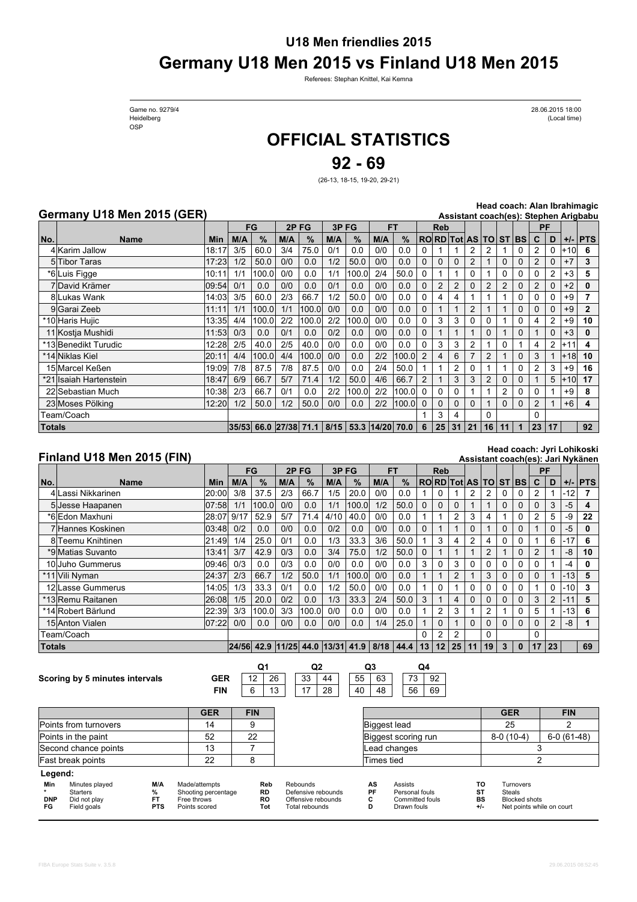# U18 Men friendlies 2015

# Germany U18 Men 2015 vs Finland U18 Men 2015

Referees: Stephan Knittel, Kai Kemna

Game no. 9279/4
Heidelberg
OSP

28.06.2015 18:00
(Local time)

# OFFICIAL STATISTICS

# 92 - 69

(26-13, 18-15, 19-20, 29-21)

## Germany U18 Men 2015 (GER)

Head coach: Alan Ibrahimagic
Assistant coach(es): Stephen Arigbabu

| No. | Name | Min | FG M/A | FG % | 2P FG M/A | 2P FG % | 3P FG M/A | 3P FG % | FT M/A | FT % | RO | RD | Tot | AS | TO | ST | BS | PF C | PF D | +/- | PTS |
|---|---|---|---|---|---|---|---|---|---|---|---|---|---|---|---|---|---|---|---|---|---|
| 4 | Karim Jallow | 18:17 | 3/5 | 60.0 | 3/4 | 75.0 | 0/1 | 0.0 | 0/0 | 0.0 | 0 | 1 | 1 | 2 | 2 | 1 | 0 | 2 | 0 | +10 | 6 |
| 5 | Tibor Taras | 17:23 | 1/2 | 50.0 | 0/0 | 0.0 | 1/2 | 50.0 | 0/0 | 0.0 | 0 | 0 | 0 | 2 | 1 | 0 | 0 | 2 | 0 | +7 | 3 |
| *6 | Luis Figge | 10:11 | 1/1 | 100.0 | 0/0 | 0.0 | 1/1 | 100.0 | 2/4 | 50.0 | 0 | 1 | 1 | 0 | 1 | 0 | 0 | 0 | 2 | +3 | 5 |
| 7 | David Krämer | 09:54 | 0/1 | 0.0 | 0/0 | 0.0 | 0/1 | 0.0 | 0/0 | 0.0 | 0 | 2 | 2 | 0 | 2 | 2 | 0 | 2 | 0 | +2 | 0 |
| 8 | Lukas Wank | 14:03 | 3/5 | 60.0 | 2/3 | 66.7 | 1/2 | 50.0 | 0/0 | 0.0 | 0 | 4 | 4 | 1 | 1 | 1 | 0 | 0 | 0 | +9 | 7 |
| 9 | Garai Zeeb | 11:11 | 1/1 | 100.0 | 1/1 | 100.0 | 0/0 | 0.0 | 0/0 | 0.0 | 0 | 1 | 1 | 2 | 1 | 1 | 0 | 0 | 0 | +9 | 2 |
| *10 | Haris Hujic | 13:35 | 4/4 | 100.0 | 2/2 | 100.0 | 2/2 | 100.0 | 0/0 | 0.0 | 0 | 3 | 3 | 0 | 0 | 1 | 0 | 4 | 2 | +9 | 10 |
| 11 | Kostja Mushidi | 11:53 | 0/3 | 0.0 | 0/1 | 0.0 | 0/2 | 0.0 | 0/0 | 0.0 | 0 | 1 | 1 | 1 | 0 | 1 | 0 | 1 | 0 | +3 | 0 |
| *13 | Benedikt Turudic | 12:28 | 2/5 | 40.0 | 2/5 | 40.0 | 0/0 | 0.0 | 0/0 | 0.0 | 0 | 3 | 3 | 2 | 1 | 0 | 1 | 4 | 2 | +11 | 4 |
| *14 | Niklas Kiel | 20:11 | 4/4 | 100.0 | 4/4 | 100.0 | 0/0 | 0.0 | 2/2 | 100.0 | 2 | 4 | 6 | 7 | 2 | 1 | 0 | 3 | 1 | +18 | 10 |
| 15 | Marcel Keßen | 19:09 | 7/8 | 87.5 | 7/8 | 87.5 | 0/0 | 0.0 | 2/4 | 50.0 | 1 | 1 | 2 | 0 | 1 | 1 | 0 | 2 | 3 | +9 | 16 |
| *21 | Isaiah Hartenstein | 18:47 | 6/9 | 66.7 | 5/7 | 71.4 | 1/2 | 50.0 | 4/6 | 66.7 | 2 | 1 | 3 | 3 | 2 | 0 | 0 | 1 | 5 | +10 | 17 |
| 22 | Sebastian Much | 10:38 | 2/3 | 66.7 | 0/1 | 0.0 | 2/2 | 100.0 | 2/2 | 100.0 | 0 | 0 | 0 | 1 | 1 | 2 | 0 | 0 | 1 | +9 | 8 |
| 23 | Moses Pölking | 12:20 | 1/2 | 50.0 | 1/2 | 50.0 | 0/0 | 0.0 | 2/2 | 100.0 | 0 | 0 | 0 | 0 | 1 | 0 | 0 | 2 | 1 | +6 | 4 |
| | Team/Coach | | | | | | | | | | 1 | 3 | 4 | | 0 | | | 0 | | | |
| **Totals** | | | 35/53 | 66.0 | 27/38 | 71.1 | 8/15 | 53.3 | 14/20 | 70.0 | 6 | 25 | 31 | 21 | 16 | 11 | 1 | 23 | 17 | | 92 |

## Finland U18 Men 2015 (FIN)

Head coach: Jyri Lohikoski
Assistant coach(es): Jari Nykänen

| No. | Name | Min | FG M/A | FG % | 2P FG M/A | 2P FG % | 3P FG M/A | 3P FG % | FT M/A | FT % | RO | RD | Tot | AS | TO | ST | BS | PF C | PF D | +/- | PTS |
|---|---|---|---|---|---|---|---|---|---|---|---|---|---|---|---|---|---|---|---|---|---|
| 4 | Lassi Nikkarinen | 20:00 | 3/8 | 37.5 | 2/3 | 66.7 | 1/5 | 20.0 | 0/0 | 0.0 | 1 | 0 | 1 | 2 | 2 | 0 | 0 | 2 | 1 | -12 | 7 |
| 5 | Jesse Haapanen | 07:58 | 1/1 | 100.0 | 0/0 | 0.0 | 1/1 | 100.0 | 1/2 | 50.0 | 0 | 0 | 0 | 1 | 1 | 0 | 0 | 0 | 3 | -5 | 4 |
| *6 | Edon Maxhuni | 28:07 | 9/17 | 52.9 | 5/7 | 71.4 | 4/10 | 40.0 | 0/0 | 0.0 | 1 | 1 | 2 | 3 | 4 | 1 | 0 | 2 | 5 | -9 | 22 |
| 7 | Hannes Koskinen | 03:48 | 0/2 | 0.0 | 0/0 | 0.0 | 0/2 | 0.0 | 0/0 | 0.0 | 0 | 1 | 1 | 0 | 1 | 0 | 0 | 1 | 0 | -5 | 0 |
| 8 | Teemu Knihtinen | 21:49 | 1/4 | 25.0 | 0/1 | 0.0 | 1/3 | 33.3 | 3/6 | 50.0 | 1 | 3 | 4 | 2 | 4 | 0 | 0 | 1 | 6 | -17 | 6 |
| *9 | Matias Suvanto | 13:41 | 3/7 | 42.9 | 0/3 | 0.0 | 3/4 | 75.0 | 1/2 | 50.0 | 0 | 1 | 1 | 1 | 2 | 1 | 0 | 2 | 1 | -8 | 10 |
| 10 | Juho Gummerus | 09:46 | 0/3 | 0.0 | 0/3 | 0.0 | 0/0 | 0.0 | 0/0 | 0.0 | 3 | 0 | 3 | 0 | 0 | 0 | 0 | 0 | 1 | -4 | 0 |
| *11 | Vili Nyman | 24:37 | 2/3 | 66.7 | 1/2 | 50.0 | 1/1 | 100.0 | 0/0 | 0.0 | 1 | 1 | 2 | 1 | 3 | 0 | 0 | 0 | 1 | -13 | 5 |
| 12 | Lasse Gummerus | 14:05 | 1/3 | 33.3 | 0/1 | 0.0 | 1/2 | 50.0 | 0/0 | 0.0 | 1 | 0 | 1 | 0 | 0 | 0 | 0 | 1 | 0 | -10 | 3 |
| *13 | Remu Raitanen | 26:08 | 1/5 | 20.0 | 0/2 | 0.0 | 1/3 | 33.3 | 2/4 | 50.0 | 3 | 1 | 4 | 0 | 0 | 0 | 0 | 3 | 2 | -11 | 5 |
| *14 | Robert Bärlund | 22:39 | 3/3 | 100.0 | 3/3 | 100.0 | 0/0 | 0.0 | 0/0 | 0.0 | 1 | 2 | 3 | 1 | 2 | 1 | 0 | 5 | 1 | -13 | 6 |
| 15 | Anton Vialen | 07:22 | 0/0 | 0.0 | 0/0 | 0.0 | 0/0 | 0.0 | 1/4 | 25.0 | 1 | 0 | 1 | 0 | 0 | 0 | 0 | 0 | 2 | -8 | 1 |
| | Team/Coach | | | | | | | | | | 0 | 2 | 2 | | 0 | | | 0 | | | |
| **Totals** | | | 24/56 | 42.9 | 11/25 | 44.0 | 13/31 | 41.9 | 8/18 | 44.4 | 13 | 12 | 25 | 11 | 19 | 3 | 0 | 17 | 23 | | 69 |

**Scoring by 5 minutes intervals**

| | Q1 | | Q2 | | Q3 | | Q4 | |
|---|---|---|---|---|---|---|---|---|
| GER | 12 | 26 | 33 | 44 | 55 | 63 | 73 | 92 |
| FIN | 6 | 13 | 17 | 28 | 40 | 48 | 56 | 69 |

| | GER | FIN |
|---|---|---|
| Points from turnovers | 14 | 9 |
| Points in the paint | 52 | 22 |
| Second chance points | 13 | 7 |
| Fast break points | 22 | 8 |

| | GER | FIN |
|---|---|---|
| Biggest lead | 25 | 2 |
| Biggest scoring run | 8-0 (10-4) | 6-0 (61-48) |
| Lead changes | 3 | |
| Times tied | 2 | |

**Legend:**

| | | | | | | | | | | | |
|---|---|---|---|---|---|---|---|---|---|---|---|
| Min | Minutes played | M/A | Made/attempts | Reb | Rebounds | AS | Assists | TO | Turnovers | | |
| * | Starters | % | Shooting percentage | RD | Defensive rebounds | PF | Personal fouls | ST | Steals | | |
| DNP | Did not play | FT | Free throws | RO | Offensive rebounds | C | Committed fouls | BS | Blocked shots | | |
| FG | Field goals | PTS | Points scored | Tot | Total rebounds | D | Drawn fouls | +/- | Net points while on court | | |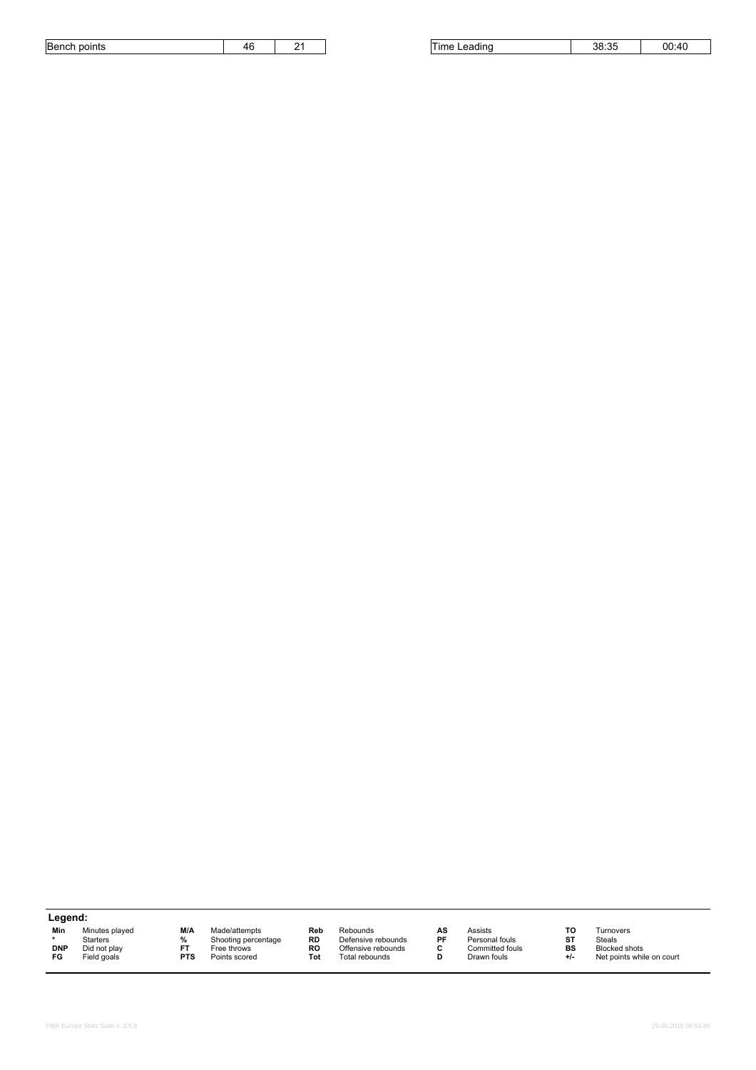| | | |
|---|---|---|
| Bench points | 46 | 21 |

| | | |
|---|---|---|
| Time Leading | 38:35 | 00:40 |

**Legend:**

| | | | | | | | | | |
|---|---|---|---|---|---|---|---|---|---|
| **Min** | Minutes played | **M/A** | Made/attempts | **Reb** | Rebounds | **AS** | Assists | **TO** | Turnovers |
| * | Starters | **%** | Shooting percentage | **RD** | Defensive rebounds | **PF** | Personal fouls | **ST** | Steals |
| **DNP** | Did not play | **FT** | Free throws | **RO** | Offensive rebounds | **C** | Committed fouls | **BS** | Blocked shots |
| **FG** | Field goals | **PTS** | Points scored | **Tot** | Total rebounds | **D** | Drawn fouls | **+/-** | Net points while on court |

FIBA Europe Stats Suite v. 3.5.8

29.06.2015 08:52:45